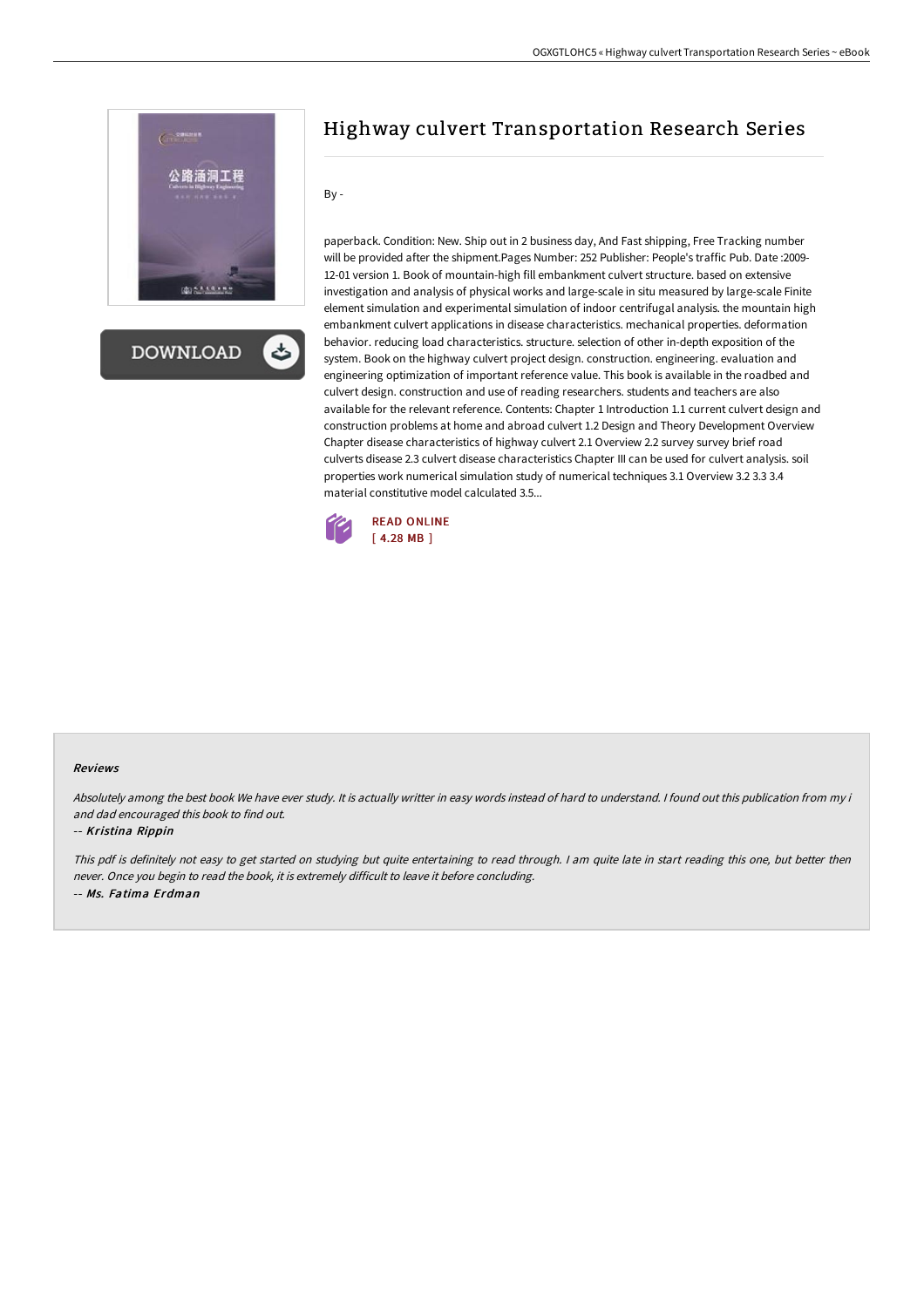# Highway culvert Transportation Research Series

By -

paperback. Condition: New. Ship out in 2 business day, And Fast shipping, Free Tracking number will be provided after the shipment.Pages Number: 252 Publisher: People's traffic Pub. Date :2009-12-01 version 1. Book of mountain-high fill embankment culvert structure. based on extensive investigation and analysis of physical works and large-scale in situ measured by large-scale Finite element simulation and experimental simulation of indoor centrifugal analysis. the mountain high embankment culvert applications in disease characteristics. mechanical properties. deformation behavior. reducing load characteristics. structure. selection of other in-depth exposition of the system. Book on the highway culvert project design. construction. engineering. evaluation and engineering optimization of important reference value. This book is available in the roadbed and culvert design. construction and use of reading researchers. students and teachers are also available for the relevant reference. Contents: Chapter 1 Introduction 1.1 current culvert design and construction problems at home and abroad culvert 1.2 Design and Theory Development Overview Chapter disease characteristics of highway culvert 2.1 Overview 2.2 survey survey brief road culverts disease 2.3 culvert disease characteristics Chapter III can be used for culvert analysis. soil properties work numerical simulation study of numerical techniques 3.1 Overview 3.2 3.3 3.4 material constitutive model calculated 3.5...

READ ONLINE
[ 4.28 MB ]

### Reviews

*Absolutely among the best book We have ever study. It is actually writter in easy words instead of hard to understand. I found out this publication from my i and dad encouraged this book to find out.*

-- *Kristina Rippin*

*This pdf is definitely not easy to get started on studying but quite entertaining to read through. I am quite late in start reading this one, but better then never. Once you begin to read the book, it is extremely difficult to leave it before concluding.*

-- *Ms. Fatima Erdman*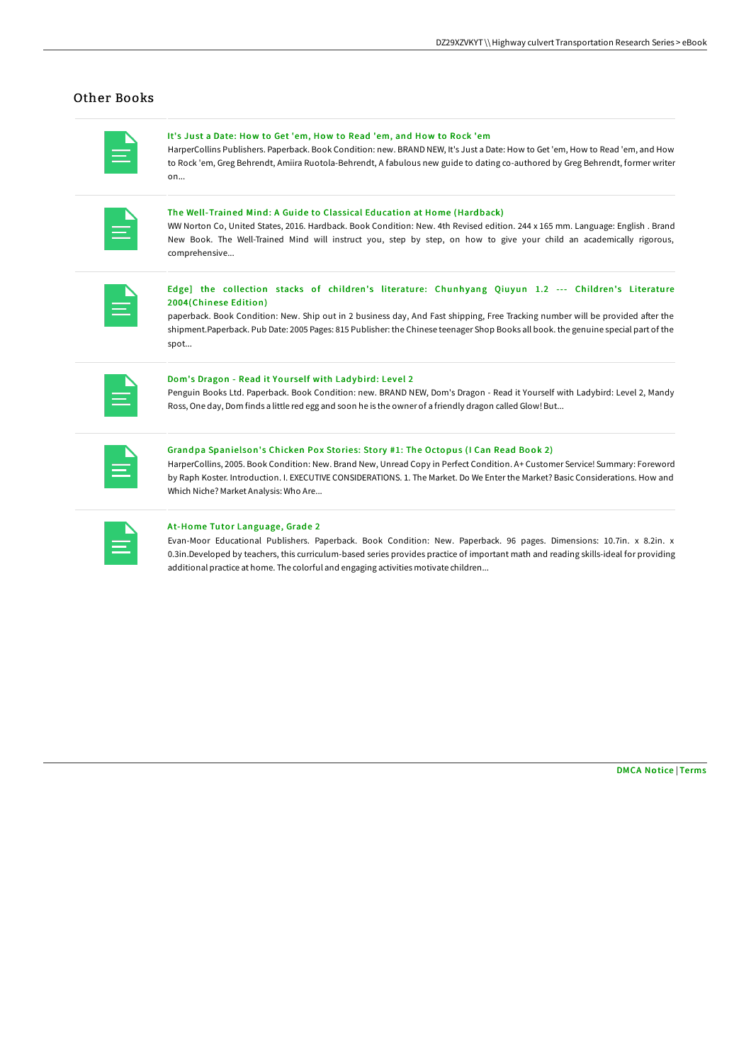## Other Books

### It's Just a Date: How to Get 'em, How to Read 'em, and How to Rock 'em

HarperCollins Publishers. Paperback. Book Condition: new. BRAND NEW, It's Just a Date: How to Get 'em, How to Read 'em, and How to Rock 'em, Greg Behrendt, Amiira Ruotola-Behrendt, A fabulous new guide to dating co-authored by Greg Behrendt, former writer on...

### The Well-Trained Mind: A Guide to Classical Education at Home (Hardback)

WW Norton Co, United States, 2016. Hardback. Book Condition: New. 4th Revised edition. 244 x 165 mm. Language: English . Brand New Book. The Well-Trained Mind will instruct you, step by step, on how to give your child an academically rigorous, comprehensive...

### Edge] the collection stacks of children's literature: Chunhyang Qiuyun 1.2 --- Children's Literature 2004(Chinese Edition)

paperback. Book Condition: New. Ship out in 2 business day, And Fast shipping, Free Tracking number will be provided after the shipment.Paperback. Pub Date: 2005 Pages: 815 Publisher: the Chinese teenager Shop Books all book. the genuine special part of the spot...

### Dom's Dragon - Read it Yourself with Ladybird: Level 2

Penguin Books Ltd. Paperback. Book Condition: new. BRAND NEW, Dom's Dragon - Read it Yourself with Ladybird: Level 2, Mandy Ross, One day, Dom finds a little red egg and soon he is the owner of a friendly dragon called Glow! But...

### Grandpa Spanielson's Chicken Pox Stories: Story #1: The Octopus (I Can Read Book 2)

HarperCollins, 2005. Book Condition: New. Brand New, Unread Copy in Perfect Condition. A+ Customer Service! Summary: Foreword by Raph Koster. Introduction. I. EXECUTIVE CONSIDERATIONS. 1. The Market. Do We Enter the Market? Basic Considerations. How and Which Niche? Market Analysis: Who Are...

### At-Home Tutor Language, Grade 2

Evan-Moor Educational Publishers. Paperback. Book Condition: New. Paperback. 96 pages. Dimensions: 10.7in. x 8.2in. x 0.3in.Developed by teachers, this curriculum-based series provides practice of important math and reading skills-ideal for providing additional practice at home. The colorful and engaging activities motivate children...